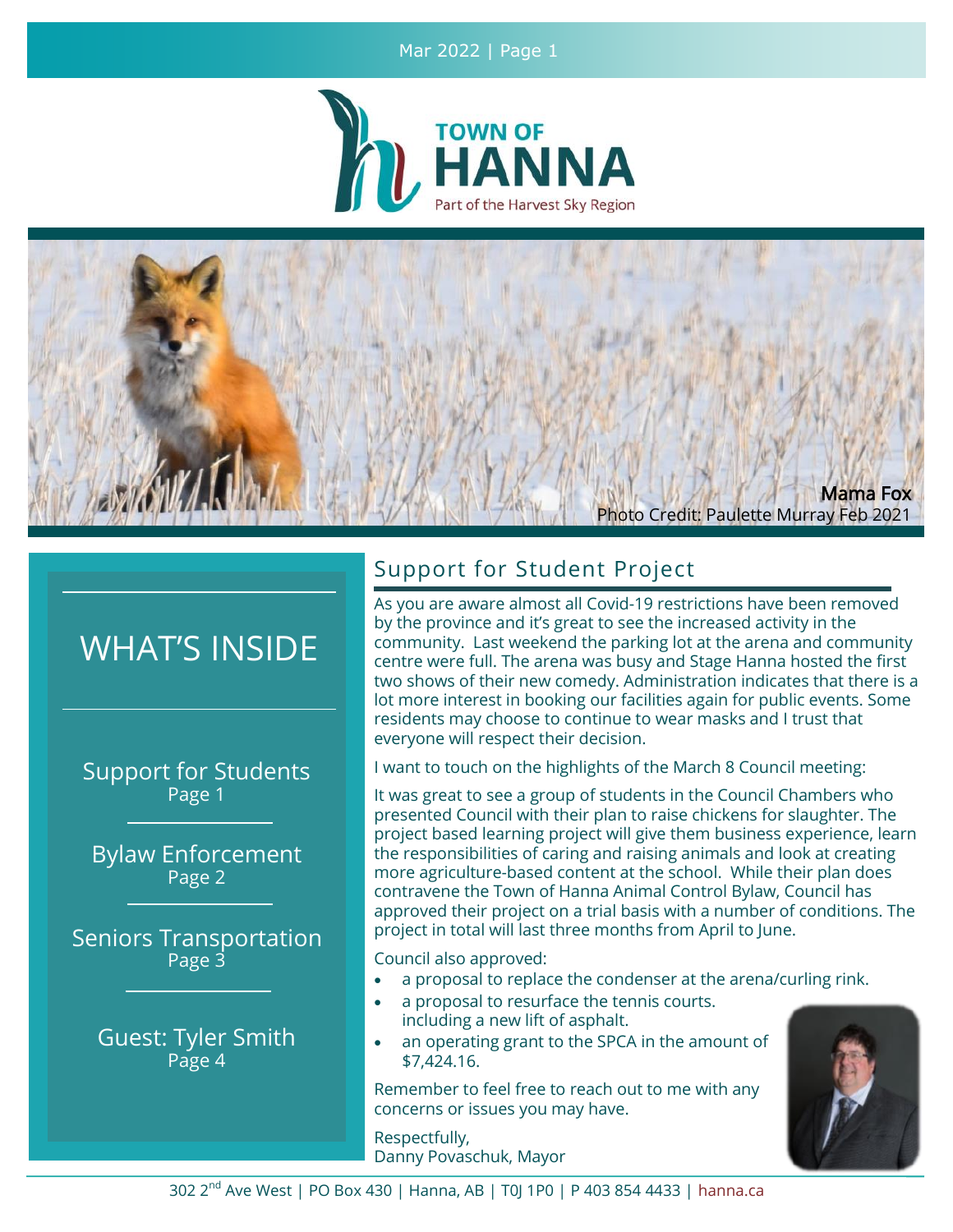# TOWN OF HANNA

Part of the Harvest Sky Region

Mama Fox
Photo Credit: Paulette Murray Feb 2021

## WHAT'S INSIDE

Support for Students
Page 1

Bylaw Enforcement
Page 2

Seniors Transportation
Page 3

Guest: Tyler Smith
Page 4

## Support for Student Project

As you are aware almost all Covid-19 restrictions have been removed by the province and it's great to see the increased activity in the community. Last weekend the parking lot at the arena and community centre were full. The arena was busy and Stage Hanna hosted the first two shows of their new comedy. Administration indicates that there is a lot more interest in booking our facilities again for public events. Some residents may choose to continue to wear masks and I trust that everyone will respect their decision.

I want to touch on the highlights of the March 8 Council meeting:

It was great to see a group of students in the Council Chambers who presented Council with their plan to raise chickens for slaughter. The project based learning project will give them business experience, learn the responsibilities of caring and raising animals and look at creating more agriculture-based content at the school. While their plan does contravene the Town of Hanna Animal Control Bylaw, Council has approved their project on a trial basis with a number of conditions. The project in total will last three months from April to June.

Council also approved:

- a proposal to replace the condenser at the arena/curling rink.
- a proposal to resurface the tennis courts. including a new lift of asphalt.
- an operating grant to the SPCA in the amount of $7,424.16.

Remember to feel free to reach out to me with any concerns or issues you may have.

Respectfully,
Danny Povaschuk, Mayor

302 2nd Ave West | PO Box 430 | Hanna, AB | T0J 1P0 | P 403 854 4433 | hanna.ca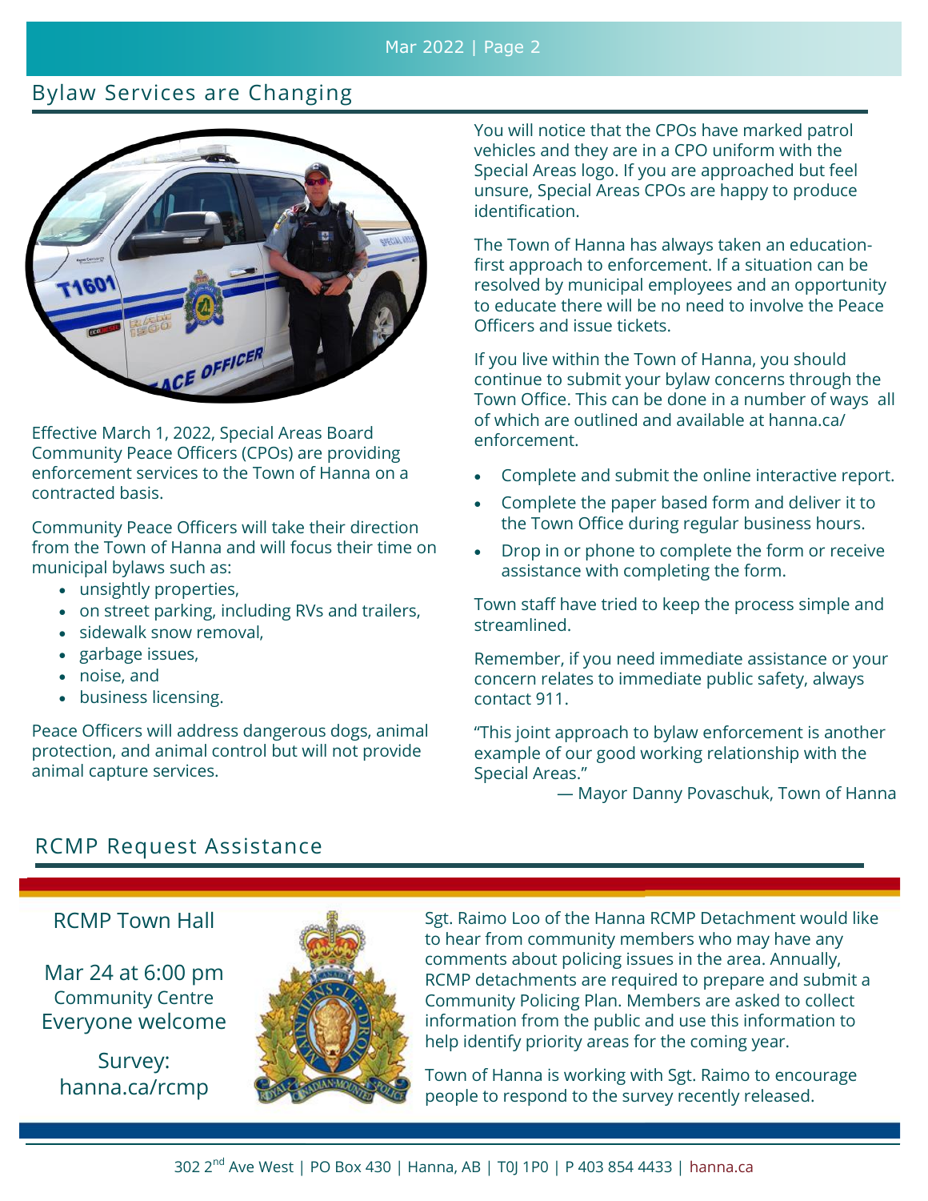## Bylaw Services are Changing

Effective March 1, 2022, Special Areas Board Community Peace Officers (CPOs) are providing enforcement services to the Town of Hanna on a contracted basis.

Community Peace Officers will take their direction from the Town of Hanna and will focus their time on municipal bylaws such as:

- unsightly properties,
- on street parking, including RVs and trailers,
- sidewalk snow removal,
- garbage issues,
- noise, and
- business licensing.

Peace Officers will address dangerous dogs, animal protection, and animal control but will not provide animal capture services.

You will notice that the CPOs have marked patrol vehicles and they are in a CPO uniform with the Special Areas logo. If you are approached but feel unsure, Special Areas CPOs are happy to produce identification.

The Town of Hanna has always taken an education-first approach to enforcement. If a situation can be resolved by municipal employees and an opportunity to educate there will be no need to involve the Peace Officers and issue tickets.

If you live within the Town of Hanna, you should continue to submit your bylaw concerns through the Town Office. This can be done in a number of ways all of which are outlined and available at hanna.ca/enforcement.

- Complete and submit the online interactive report.
- Complete the paper based form and deliver it to the Town Office during regular business hours.
- Drop in or phone to complete the form or receive assistance with completing the form.

Town staff have tried to keep the process simple and streamlined.

Remember, if you need immediate assistance or your concern relates to immediate public safety, always contact 911.

"This joint approach to bylaw enforcement is another example of our good working relationship with the Special Areas."

— Mayor Danny Povaschuk, Town of Hanna

## RCMP Request Assistance

RCMP Town Hall

Mar 24 at 6:00 pm
Community Centre
Everyone welcome

Survey:
hanna.ca/rcmp

Sgt. Raimo Loo of the Hanna RCMP Detachment would like to hear from community members who may have any comments about policing issues in the area. Annually, RCMP detachments are required to prepare and submit a Community Policing Plan. Members are asked to collect information from the public and use this information to help identify priority areas for the coming year.

Town of Hanna is working with Sgt. Raimo to encourage people to respond to the survey recently released.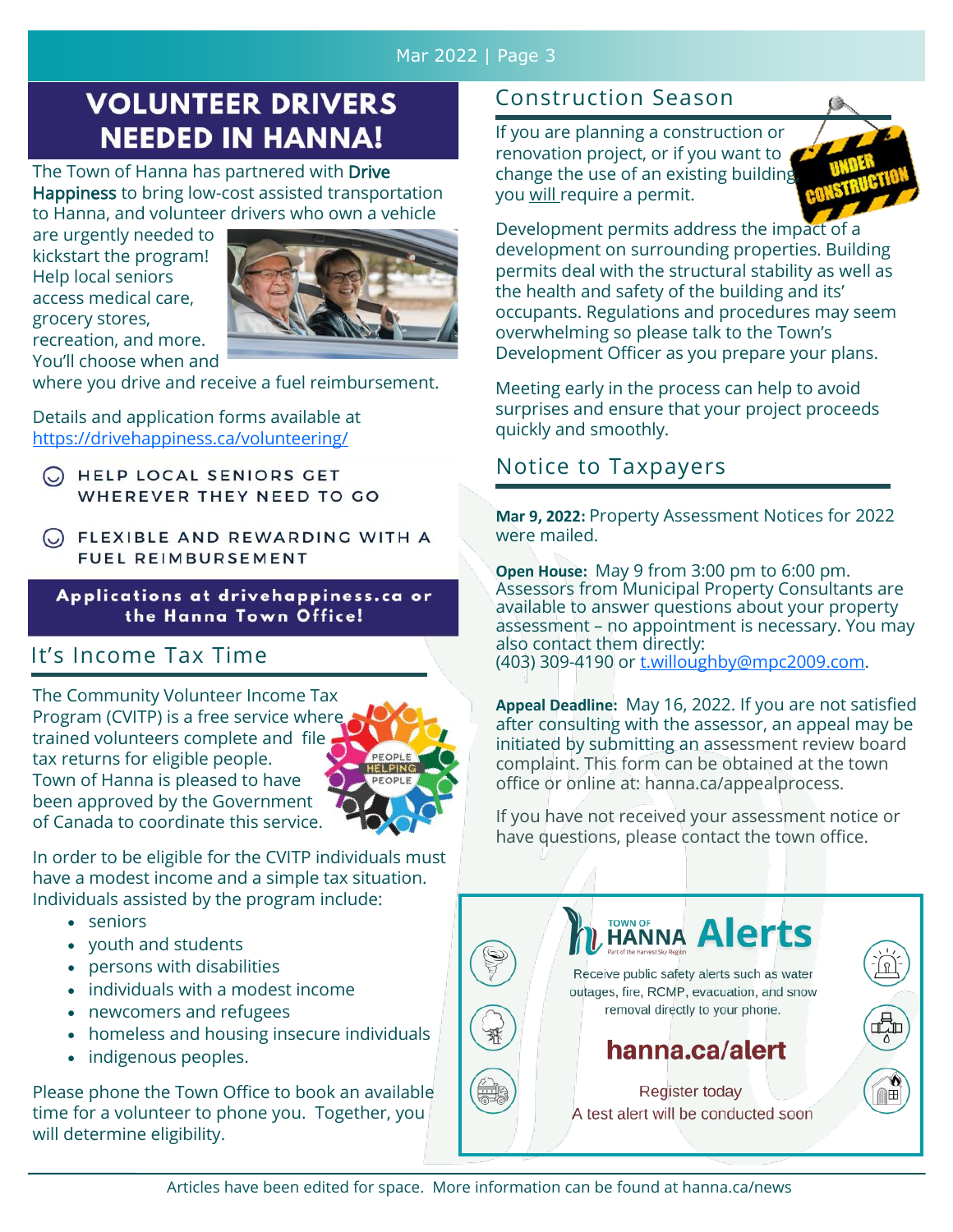# VOLUNTEER DRIVERS NEEDED IN HANNA!

The Town of Hanna has partnered with Drive Happiness to bring low-cost assisted transportation to Hanna, and volunteer drivers who own a vehicle are urgently needed to kickstart the program! Help local seniors access medical care, grocery stores, recreation, and more. You'll choose when and where you drive and receive a fuel reimbursement.

Details and application forms available at https://drivehappiness.ca/volunteering/

- HELP LOCAL SENIORS GET WHEREVER THEY NEED TO GO
- FLEXIBLE AND REWARDING WITH A FUEL REIMBURSEMENT

**Applications at drivehappiness.ca or the Hanna Town Office!**

## It's Income Tax Time

The Community Volunteer Income Tax Program (CVITP) is a free service where trained volunteers complete and file tax returns for eligible people. Town of Hanna is pleased to have been approved by the Government of Canada to coordinate this service.

In order to be eligible for the CVITP individuals must have a modest income and a simple tax situation. Individuals assisted by the program include:

- seniors
- youth and students
- persons with disabilities
- individuals with a modest income
- newcomers and refugees
- homeless and housing insecure individuals
- indigenous peoples.

Please phone the Town Office to book an available time for a volunteer to phone you. Together, you will determine eligibility.

## Construction Season

If you are planning a construction or renovation project, or if you want to change the use of an existing building, you will require a permit.

Development permits address the impact of a development on surrounding properties. Building permits deal with the structural stability as well as the health and safety of the building and its' occupants. Regulations and procedures may seem overwhelming so please talk to the Town's Development Officer as you prepare your plans.

Meeting early in the process can help to avoid surprises and ensure that your project proceeds quickly and smoothly.

## Notice to Taxpayers

**Mar 9, 2022:** Property Assessment Notices for 2022 were mailed.

**Open House:** May 9 from 3:00 pm to 6:00 pm. Assessors from Municipal Property Consultants are available to answer questions about your property assessment – no appointment is necessary. You may also contact them directly:
(403) 309-4190 or t.willoughby@mpc2009.com.

**Appeal Deadline:** May 16, 2022. If you are not satisfied after consulting with the assessor, an appeal may be initiated by submitting an assessment review board complaint. This form can be obtained at the town office or online at: hanna.ca/appealprocess.

If you have not received your assessment notice or have questions, please contact the town office.

**Town of Hanna Alerts**

Receive public safety alerts such as water outages, fire, RCMP, evacuation, and snow removal directly to your phone.

**hanna.ca/alert**

Register today
A test alert will be conducted soon

Articles have been edited for space. More information can be found at hanna.ca/news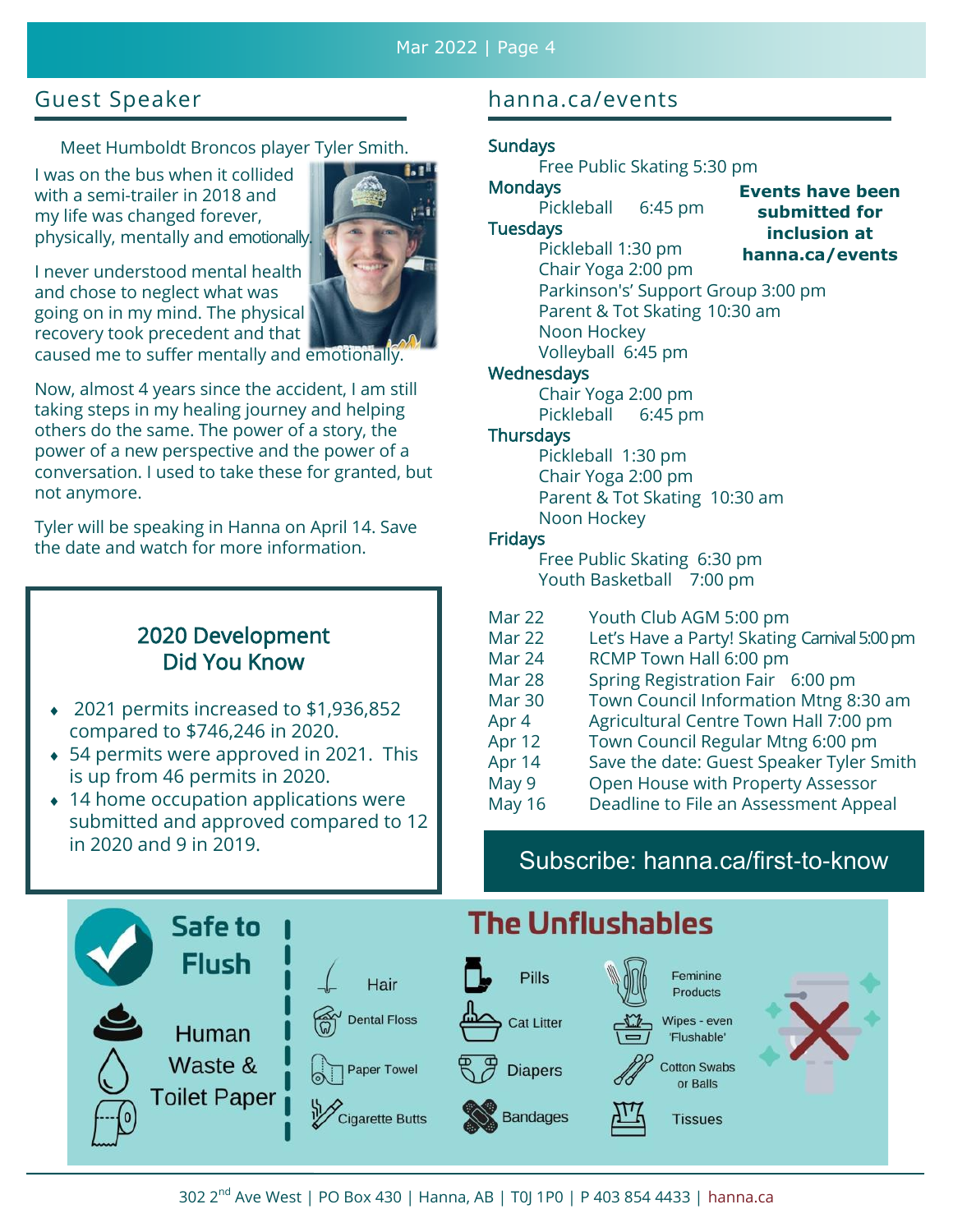## Guest Speaker

Meet Humboldt Broncos player Tyler Smith.

I was on the bus when it collided with a semi-trailer in 2018 and my life was changed forever, physically, mentally and emotionally.

I never understood mental health and chose to neglect what was going on in my mind. The physical recovery took precedent and that caused me to suffer mentally and emotionally.

Now, almost 4 years since the accident, I am still taking steps in my healing journey and helping others do the same. The power of a story, the power of a new perspective and the power of a conversation. I used to take these for granted, but not anymore.

Tyler will be speaking in Hanna on April 14. Save the date and watch for more information.

### 2020 Development Did You Know

- 2021 permits increased to $1,936,852 compared to $746,246 in 2020.
- 54 permits were approved in 2021. This is up from 46 permits in 2020.
- 14 home occupation applications were submitted and approved compared to 12 in 2020 and 9 in 2019.

## hanna.ca/events

**Events have been submitted for inclusion at hanna.ca/events**

**Sundays**
- Free Public Skating 5:30 pm

**Mondays**
- Pickleball 6:45 pm

**Tuesdays**
- Pickleball 1:30 pm
- Chair Yoga 2:00 pm
- Parkinson's' Support Group 3:00 pm
- Parent & Tot Skating 10:30 am
- Noon Hockey
- Volleyball 6:45 pm

**Wednesdays**
- Chair Yoga 2:00 pm
- Pickleball 6:45 pm

**Thursdays**
- Pickleball 1:30 pm
- Chair Yoga 2:00 pm
- Parent & Tot Skating 10:30 am
- Noon Hockey

**Fridays**
- Free Public Skating 6:30 pm
- Youth Basketball 7:00 pm

| | |
|---|---|
| Mar 22 | Youth Club AGM 5:00 pm |
| Mar 22 | Let's Have a Party! Skating Carnival 5:00 pm |
| Mar 24 | RCMP Town Hall 6:00 pm |
| Mar 28 | Spring Registration Fair 6:00 pm |
| Mar 30 | Town Council Information Mtng 8:30 am |
| Apr 4 | Agricultural Centre Town Hall 7:00 pm |
| Apr 12 | Town Council Regular Mtng 6:00 pm |
| Apr 14 | Save the date: Guest Speaker Tyler Smith |
| May 9 | Open House with Property Assessor |
| May 16 | Deadline to File an Assessment Appeal |

**Subscribe: hanna.ca/first-to-know**

## Safe to Flush

Human Waste & Toilet Paper

## The Unflushables

- Hair
- Dental Floss
- Paper Towel
- Cigarette Butts
- Pills
- Cat Litter
- Diapers
- Bandages
- Feminine Products
- Wipes - even 'Flushable'
- Cotton Swabs or Balls
- Tissues